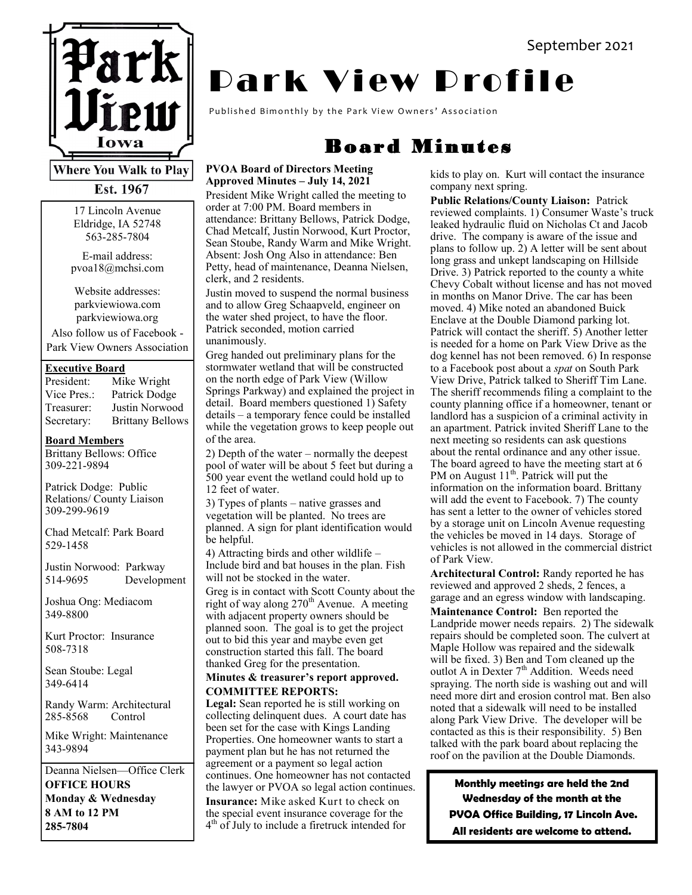# Park View Profile

September 2021

Published Bimonthly by the Park View Owners' Association

Park View Iowa

**Where You Walk to Play**

**Est. 1967**

17 Lincoln Avenue
Eldridge, IA 52748
563-285-7804

E-mail address:
pvoa18@mchsi.com

Website addresses:
parkviewiowa.com
parkviewiowa.org

Also follow us of Facebook - Park View Owners Association

**Executive Board**

| | |
|---|---|
| President: | Mike Wright |
| Vice Pres.: | Patrick Dodge |
| Treasurer: | Justin Norwood |
| Secretary: | Brittany Bellows |

**Board Members**

Brittany Bellows: Office
309-221-9894

Patrick Dodge: Public Relations/ County Liaison
309-299-9619

Chad Metcalf: Park Board
529-1458

Justin Norwood: Parkway Development
514-9695

Joshua Ong: Mediacom
349-8800

Kurt Proctor: Insurance
508-7318

Sean Stoube: Legal
349-6414

Randy Warm: Architectural Control
285-8568

Mike Wright: Maintenance
343-9894

Deanna Nielsen—Office Clerk
**OFFICE HOURS**
**Monday & Wednesday**
**8 AM to 12 PM**
**285-7804**

## Board Minutes

**PVOA Board of Directors Meeting Approved Minutes – July 14, 2021**

President Mike Wright called the meeting to order at 7:00 PM. Board members in attendance: Brittany Bellows, Patrick Dodge, Chad Metcalf, Justin Norwood, Kurt Proctor, Sean Stoube, Randy Warm and Mike Wright. Absent: Josh Ong Also in attendance: Ben Petty, head of maintenance, Deanna Nielsen, clerk, and 2 residents.

Justin moved to suspend the normal business and to allow Greg Schaapveld, engineer on the water shed project, to have the floor. Patrick seconded, motion carried unanimously.

Greg handed out preliminary plans for the stormwater wetland that will be constructed on the north edge of Park View (Willow Springs Parkway) and explained the project in detail. Board members questioned 1) Safety details – a temporary fence could be installed while the vegetation grows to keep people out of the area.

2) Depth of the water – normally the deepest pool of water will be about 5 feet but during a 500 year event the wetland could hold up to 12 feet of water.

3) Types of plants – native grasses and vegetation will be planted. No trees are planned. A sign for plant identification would be helpful.

4) Attracting birds and other wildlife – Include bird and bat houses in the plan. Fish will not be stocked in the water.

Greg is in contact with Scott County about the right of way along 270th Avenue. A meeting with adjacent property owners should be planned soon. The goal is to get the project out to bid this year and maybe even get construction started this fall. The board thanked Greg for the presentation.

**Minutes & treasurer's report approved.**

**COMMITTEE REPORTS:**

**Legal:** Sean reported he is still working on collecting delinquent dues. A court date has been set for the case with Kings Landing Properties. One homeowner wants to start a payment plan but he has not returned the agreement or a payment so legal action continues. One homeowner has not contacted the lawyer or PVOA so legal action continues.

**Insurance:** Mike asked Kurt to check on the special event insurance coverage for the 4th of July to include a firetruck intended for kids to play on. Kurt will contact the insurance company next spring.

**Public Relations/County Liaison:** Patrick reviewed complaints. 1) Consumer Waste's truck leaked hydraulic fluid on Nicholas Ct and Jacob drive. The company is aware of the issue and plans to follow up. 2) A letter will be sent about long grass and unkept landscaping on Hillside Drive. 3) Patrick reported to the county a white Chevy Cobalt without license and has not moved in months on Manor Drive. The car has been moved. 4) Mike noted an abandoned Buick Enclave at the Double Diamond parking lot. Patrick will contact the sheriff. 5) Another letter is needed for a home on Park View Drive as the dog kennel has not been removed. 6) In response to a Facebook post about a *spat* on South Park View Drive, Patrick talked to Sheriff Tim Lane. The sheriff recommends filing a complaint to the county planning office if a homeowner, tenant or landlord has a suspicion of a criminal activity in an apartment. Patrick invited Sheriff Lane to the next meeting so residents can ask questions about the rental ordinance and any other issue. The board agreed to have the meeting start at 6 PM on August 11th. Patrick will put the information on the information board. Brittany will add the event to Facebook. 7) The county has sent a letter to the owner of vehicles stored by a storage unit on Lincoln Avenue requesting the vehicles be moved in 14 days. Storage of vehicles is not allowed in the commercial district of Park View.

**Architectural Control:** Randy reported he has reviewed and approved 2 sheds, 2 fences, a garage and an egress window with landscaping.

**Maintenance Control:** Ben reported the Landpride mower needs repairs. 2) The sidewalk repairs should be completed soon. The culvert at Maple Hollow was repaired and the sidewalk will be fixed. 3) Ben and Tom cleaned up the outlot A in Dexter 7th Addition. Weeds need spraying. The north side is washing out and will need more dirt and erosion control mat. Ben also noted that a sidewalk will need to be installed along Park View Drive. The developer will be contacted as this is their responsibility. 5) Ben talked with the park board about replacing the roof on the pavilion at the Double Diamonds.

**Monthly meetings are held the 2nd Wednesday of the month at the PVOA Office Building, 17 Lincoln Ave. All residents are welcome to attend.**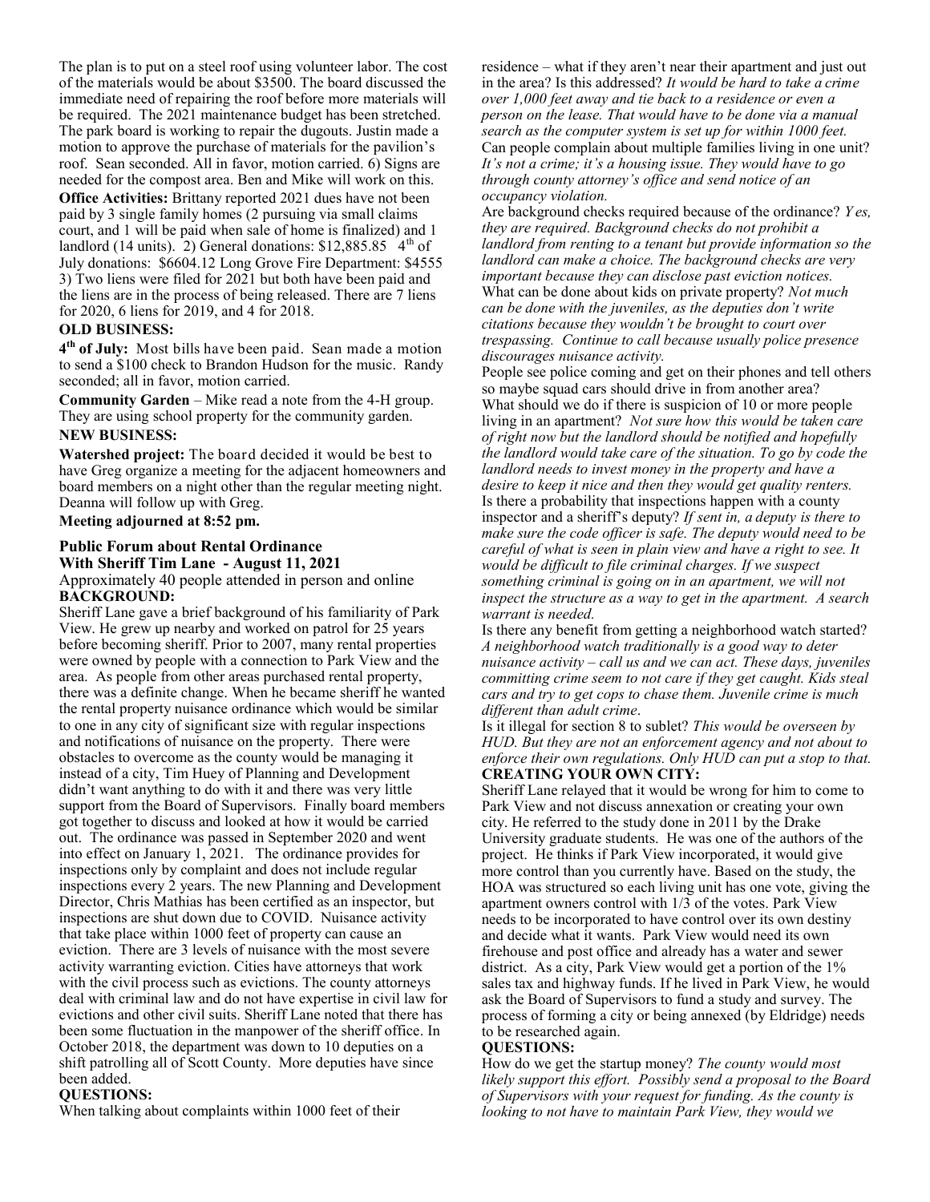The plan is to put on a steel roof using volunteer labor. The cost of the materials would be about $3500. The board discussed the immediate need of repairing the roof before more materials will be required. The 2021 maintenance budget has been stretched. The park board is working to repair the dugouts. Justin made a motion to approve the purchase of materials for the pavilion's roof. Sean seconded. All in favor, motion carried. 6) Signs are needed for the compost area. Ben and Mike will work on this.

**Office Activities:** Brittany reported 2021 dues have not been paid by 3 single family homes (2 pursuing via small claims court, and 1 will be paid when sale of home is finalized) and 1 landlord (14 units). 2) General donations: $12,885.85 4th of July donations: $6604.12 Long Grove Fire Department: $4555 3) Two liens were filed for 2021 but both have been paid and the liens are in the process of being released. There are 7 liens for 2020, 6 liens for 2019, and 4 for 2018.

**OLD BUSINESS:**

**4th of July:** Most bills have been paid. Sean made a motion to send a $100 check to Brandon Hudson for the music. Randy seconded; all in favor, motion carried.

**Community Garden** – Mike read a note from the 4-H group. They are using school property for the community garden.

**NEW BUSINESS:**

**Watershed project:** The board decided it would be best to have Greg organize a meeting for the adjacent homeowners and board members on a night other than the regular meeting night. Deanna will follow up with Greg.

**Meeting adjourned at 8:52 pm.**

## Public Forum about Rental Ordinance With Sheriff Tim Lane - August 11, 2021

Approximately 40 people attended in person and online

**BACKGROUND:**

Sheriff Lane gave a brief background of his familiarity of Park View. He grew up nearby and worked on patrol for 25 years before becoming sheriff. Prior to 2007, many rental properties were owned by people with a connection to Park View and the area. As people from other areas purchased rental property, there was a definite change. When he became sheriff he wanted the rental property nuisance ordinance which would be similar to one in any city of significant size with regular inspections and notifications of nuisance on the property. There were obstacles to overcome as the county would be managing it instead of a city, Tim Huey of Planning and Development didn't want anything to do with it and there was very little support from the Board of Supervisors. Finally board members got together to discuss and looked at how it would be carried out. The ordinance was passed in September 2020 and went into effect on January 1, 2021. The ordinance provides for inspections only by complaint and does not include regular inspections every 2 years. The new Planning and Development Director, Chris Mathias has been certified as an inspector, but inspections are shut down due to COVID. Nuisance activity that take place within 1000 feet of property can cause an eviction. There are 3 levels of nuisance with the most severe activity warranting eviction. Cities have attorneys that work with the civil process such as evictions. The county attorneys deal with criminal law and do not have expertise in civil law for evictions and other civil suits. Sheriff Lane noted that there has been some fluctuation in the manpower of the sheriff office. In October 2018, the department was down to 10 deputies on a shift patrolling all of Scott County. More deputies have since been added.

**QUESTIONS:**

When talking about complaints within 1000 feet of their residence – what if they aren't near their apartment and just out in the area? Is this addressed? *It would be hard to take a crime over 1,000 feet away and tie back to a residence or even a person on the lease. That would have to be done via a manual search as the computer system is set up for within 1000 feet.*

Can people complain about multiple families living in one unit? *It's not a crime; it's a housing issue. They would have to go through county attorney's office and send notice of an occupancy violation.*

Are background checks required because of the ordinance? *Yes, they are required. Background checks do not prohibit a landlord from renting to a tenant but provide information so the landlord can make a choice. The background checks are very important because they can disclose past eviction notices.*

What can be done about kids on private property? *Not much can be done with the juveniles, as the deputies don't write citations because they wouldn't be brought to court over trespassing. Continue to call because usually police presence discourages nuisance activity.*

People see police coming and get on their phones and tell others so maybe squad cars should drive in from another area?

What should we do if there is suspicion of 10 or more people living in an apartment? *Not sure how this would be taken care of right now but the landlord should be notified and hopefully the landlord would take care of the situation. To go by code the landlord needs to invest money in the property and have a desire to keep it nice and then they would get quality renters.*

Is there a probability that inspections happen with a county inspector and a sheriff's deputy? *If sent in, a deputy is there to make sure the code officer is safe. The deputy would need to be careful of what is seen in plain view and have a right to see. It would be difficult to file criminal charges. If we suspect something criminal is going on in an apartment, we will not inspect the structure as a way to get in the apartment. A search warrant is needed.*

Is there any benefit from getting a neighborhood watch started? *A neighborhood watch traditionally is a good way to deter nuisance activity – call us and we can act. These days, juveniles committing crime seem to not care if they get caught. Kids steal cars and try to get cops to chase them. Juvenile crime is much different than adult crime.*

Is it illegal for section 8 to sublet? *This would be overseen by HUD. But they are not an enforcement agency and not about to enforce their own regulations. Only HUD can put a stop to that.*

**CREATING YOUR OWN CITY:**

Sheriff Lane relayed that it would be wrong for him to come to Park View and not discuss annexation or creating your own city. He referred to the study done in 2011 by the Drake University graduate students. He was one of the authors of the project. He thinks if Park View incorporated, it would give more control than you currently have. Based on the study, the HOA was structured so each living unit has one vote, giving the apartment owners control with 1/3 of the votes. Park View needs to be incorporated to have control over its own destiny and decide what it wants. Park View would need its own firehouse and post office and already has a water and sewer district. As a city, Park View would get a portion of the 1% sales tax and highway funds. If he lived in Park View, he would ask the Board of Supervisors to fund a study and survey. The process of forming a city or being annexed (by Eldridge) needs to be researched again.

**QUESTIONS:**

How do we get the startup money? *The county would most likely support this effort. Possibly send a proposal to the Board of Supervisors with your request for funding. As the county is looking to not have to maintain Park View, they would we*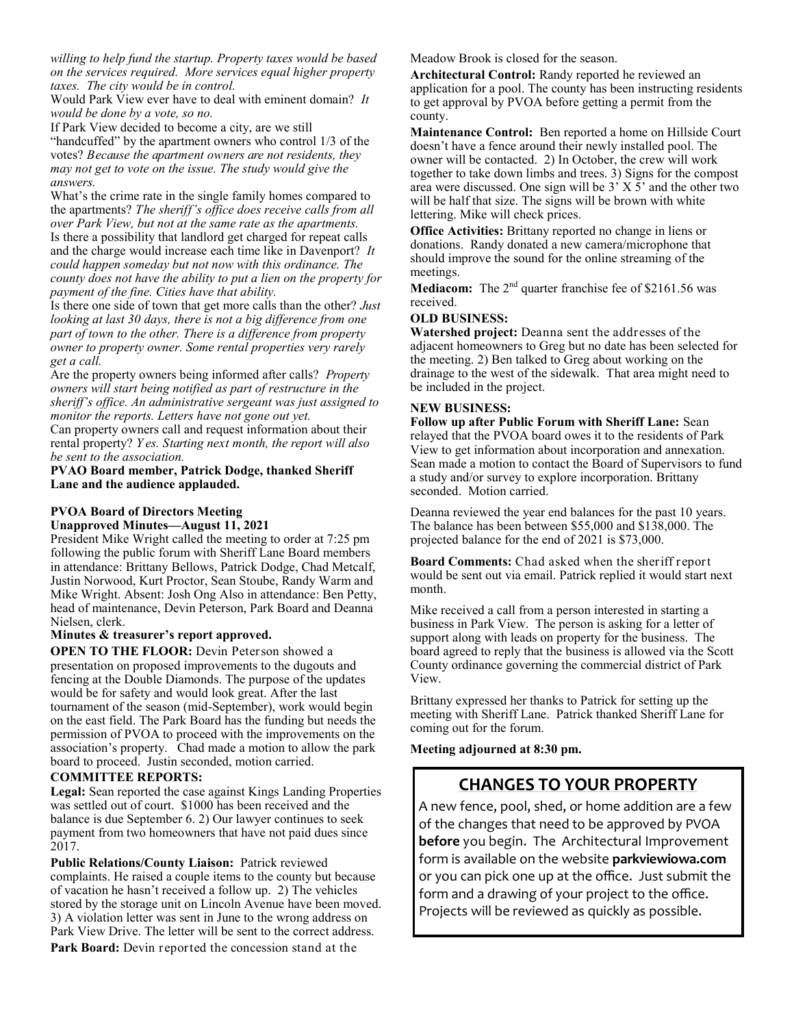*willing to help fund the startup. Property taxes would be based on the services required. More services equal higher property taxes. The city would be in control.*

Would Park View ever have to deal with eminent domain? *It would be done by a vote, so no.*

If Park View decided to become a city, are we still "handcuffed" by the apartment owners who control 1/3 of the votes? *Because the apartment owners are not residents, they may not get to vote on the issue. The study would give the answers.*

What's the crime rate in the single family homes compared to the apartments? *The sheriff's office does receive calls from all over Park View, but not at the same rate as the apartments.*

Is there a possibility that landlord get charged for repeat calls and the charge would increase each time like in Davenport? *It could happen someday but not now with this ordinance. The county does not have the ability to put a lien on the property for payment of the fine. Cities have that ability.*

Is there one side of town that get more calls than the other? *Just looking at last 30 days, there is not a big difference from one part of town to the other. There is a difference from property owner to property owner. Some rental properties very rarely get a call.*

Are the property owners being informed after calls? *Property owners will start being notified as part of restructure in the sheriff's office. An administrative sergeant was just assigned to monitor the reports. Letters have not gone out yet.*

Can property owners call and request information about their rental property? *Yes. Starting next month, the report will also be sent to the association.*

**PVAO Board member, Patrick Dodge, thanked Sheriff Lane and the audience applauded.**

**PVOA Board of Directors Meeting**
**Unapproved Minutes—August 11, 2021**

President Mike Wright called the meeting to order at 7:25 pm following the public forum with Sheriff Lane Board members in attendance: Brittany Bellows, Patrick Dodge, Chad Metcalf, Justin Norwood, Kurt Proctor, Sean Stoube, Randy Warm and Mike Wright. Absent: Josh Ong Also in attendance: Ben Petty, head of maintenance, Devin Peterson, Park Board and Deanna Nielsen, clerk.

**Minutes & treasurer's report approved.**

**OPEN TO THE FLOOR:** Devin Peterson showed a presentation on proposed improvements to the dugouts and fencing at the Double Diamonds. The purpose of the updates would be for safety and would look great. After the last tournament of the season (mid-September), work would begin on the east field. The Park Board has the funding but needs the permission of PVOA to proceed with the improvements on the association's property. Chad made a motion to allow the park board to proceed. Justin seconded, motion carried.

**COMMITTEE REPORTS:**

**Legal:** Sean reported the case against Kings Landing Properties was settled out of court. $1000 has been received and the balance is due September 6. 2) Our lawyer continues to seek payment from two homeowners that have not paid dues since 2017.

**Public Relations/County Liaison:** Patrick reviewed complaints. He raised a couple items to the county but because of vacation he hasn't received a follow up. 2) The vehicles stored by the storage unit on Lincoln Avenue have been moved. 3) A violation letter was sent in June to the wrong address on Park View Drive. The letter will be sent to the correct address.

**Park Board:** Devin reported the concession stand at the Meadow Brook is closed for the season.

**Architectural Control:** Randy reported he reviewed an application for a pool. The county has been instructing residents to get approval by PVOA before getting a permit from the county.

**Maintenance Control:** Ben reported a home on Hillside Court doesn't have a fence around their newly installed pool. The owner will be contacted. 2) In October, the crew will work together to take down limbs and trees. 3) Signs for the compost area were discussed. One sign will be 3' X 5' and the other two will be half that size. The signs will be brown with white lettering. Mike will check prices.

**Office Activities:** Brittany reported no change in liens or donations. Randy donated a new camera/microphone that should improve the sound for the online streaming of the meetings.

**Mediacom:** The 2nd quarter franchise fee of $2161.56 was received.

**OLD BUSINESS:**

**Watershed project:** Deanna sent the addresses of the adjacent homeowners to Greg but no date has been selected for the meeting. 2) Ben talked to Greg about working on the drainage to the west of the sidewalk. That area might need to be included in the project.

**NEW BUSINESS:**

**Follow up after Public Forum with Sheriff Lane:** Sean relayed that the PVOA board owes it to the residents of Park View to get information about incorporation and annexation. Sean made a motion to contact the Board of Supervisors to fund a study and/or survey to explore incorporation. Brittany seconded. Motion carried.

Deanna reviewed the year end balances for the past 10 years. The balance has been between $55,000 and $138,000. The projected balance for the end of 2021 is $73,000.

**Board Comments:** Chad asked when the sheriff report would be sent out via email. Patrick replied it would start next month.

Mike received a call from a person interested in starting a business in Park View. The person is asking for a letter of support along with leads on property for the business. The board agreed to reply that the business is allowed via the Scott County ordinance governing the commercial district of Park View.

Brittany expressed her thanks to Patrick for setting up the meeting with Sheriff Lane. Patrick thanked Sheriff Lane for coming out for the forum.

**Meeting adjourned at 8:30 pm.**

## CHANGES TO YOUR PROPERTY

A new fence, pool, shed, or home addition are a few of the changes that need to be approved by PVOA **before** you begin. The Architectural Improvement form is available on the website **parkviewiowa.com** or you can pick one up at the office. Just submit the form and a drawing of your project to the office. Projects will be reviewed as quickly as possible.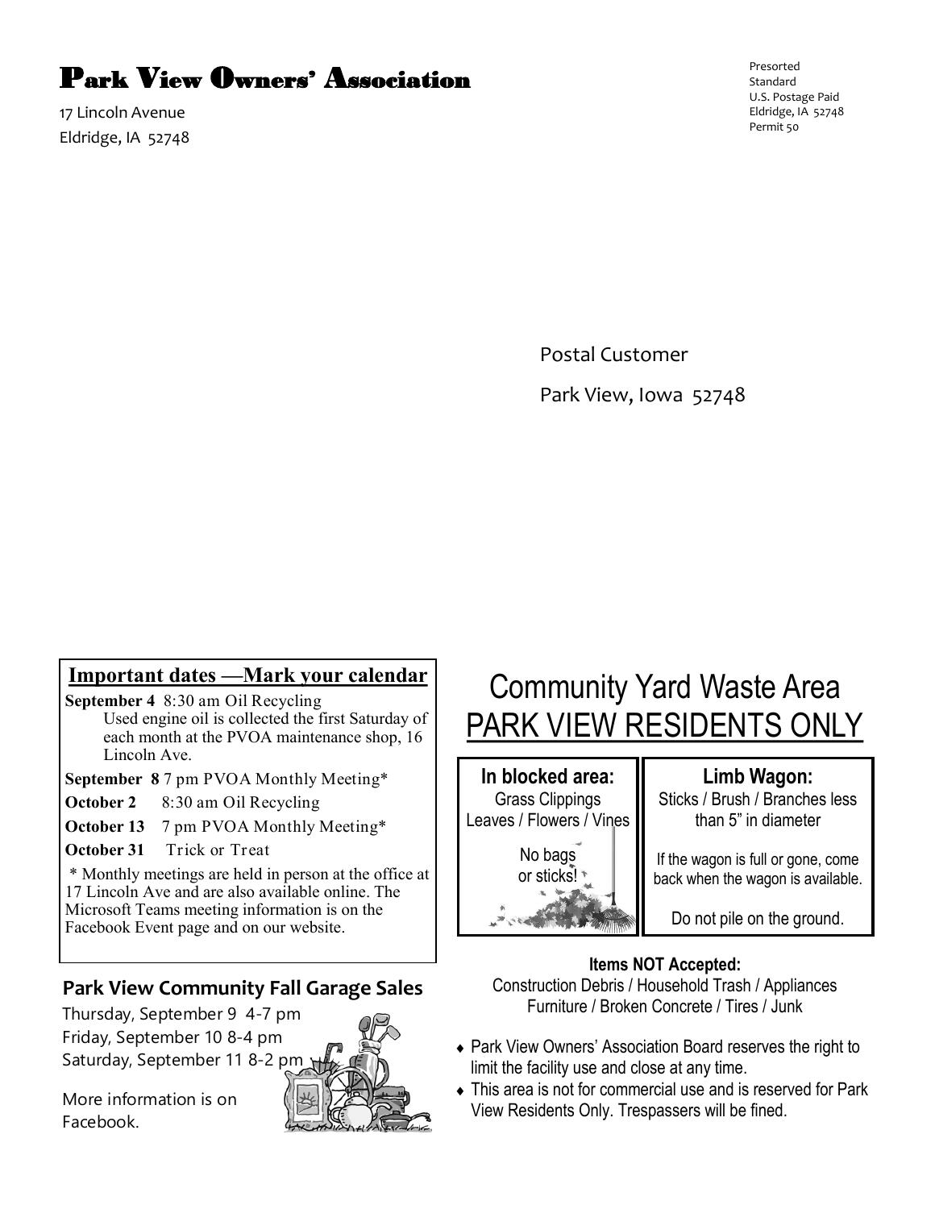# Park View Owners' Association

17 Lincoln Avenue
Eldridge, IA 52748

Presorted
Standard
U.S. Postage Paid
Eldridge, IA 52748
Permit 50

Postal Customer

Park View, Iowa 52748

## Important dates —Mark your calendar

**September 4** 8:30 am Oil Recycling
Used engine oil is collected the first Saturday of each month at the PVOA maintenance shop, 16 Lincoln Ave.

**September 8** 7 pm PVOA Monthly Meeting*

**October 2** 8:30 am Oil Recycling

**October 13** 7 pm PVOA Monthly Meeting*

**October 31** Trick or Treat

\* Monthly meetings are held in person at the office at 17 Lincoln Ave and are also available online. The Microsoft Teams meeting information is on the Facebook Event page and on our website.

## Park View Community Fall Garage Sales

Thursday, September 9 4-7 pm
Friday, September 10 8-4 pm
Saturday, September 11 8-2 pm

More information is on Facebook.

# Community Yard Waste Area

## PARK VIEW RESIDENTS ONLY

**In blocked area:**
Grass Clippings
Leaves / Flowers / Vines

No bags or sticks!

**Limb Wagon:**
Sticks / Brush / Branches less than 5" in diameter

If the wagon is full or gone, come back when the wagon is available.

Do not pile on the ground.

**Items NOT Accepted:**
Construction Debris / Household Trash / Appliances
Furniture / Broken Concrete / Tires / Junk

- Park View Owners' Association Board reserves the right to limit the facility use and close at any time.
- This area is not for commercial use and is reserved for Park View Residents Only. Trespassers will be fined.